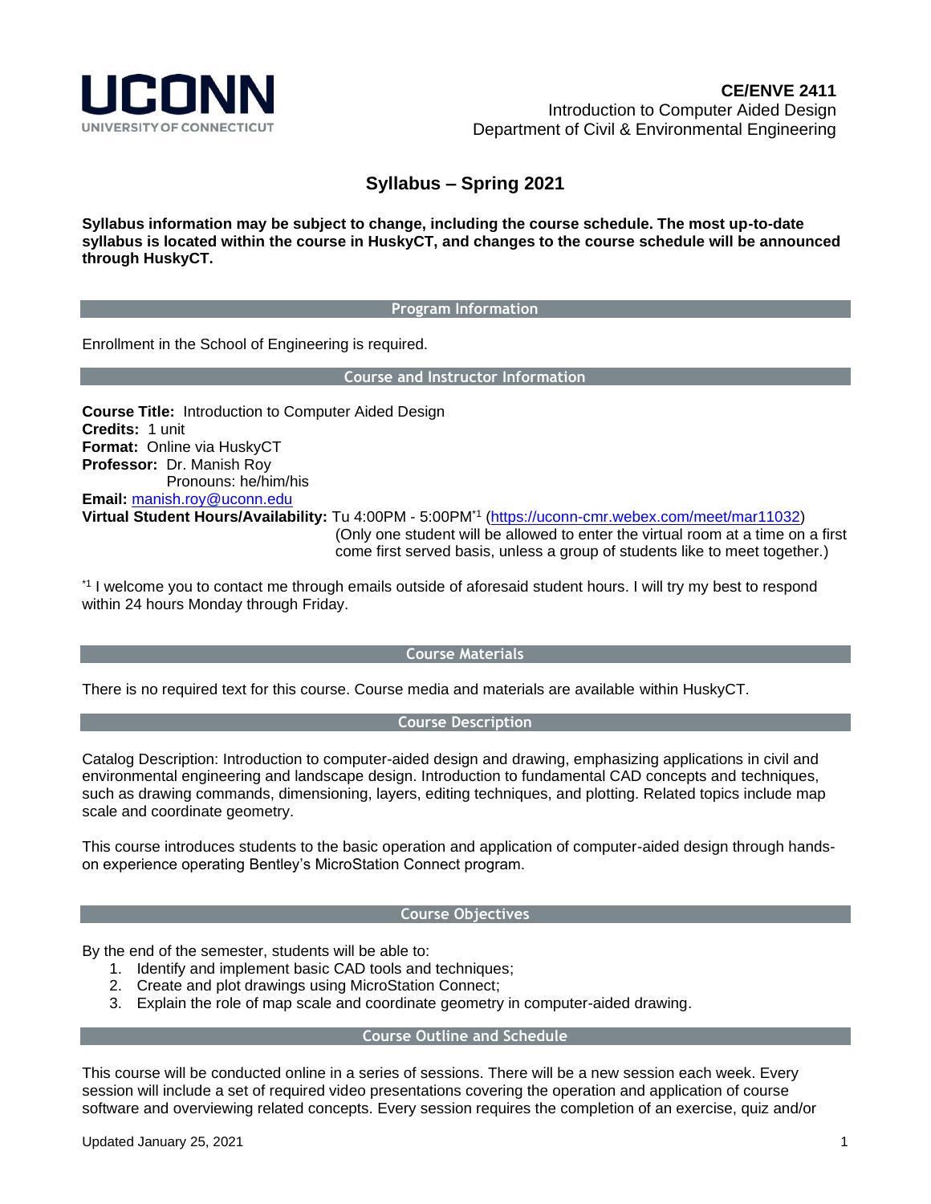UCONN
UNIVERSITY OF CONNECTICUT

**CE/ENVE 2411**
Introduction to Computer Aided Design
Department of Civil & Environmental Engineering

# Syllabus – Spring 2021

**Syllabus information may be subject to change, including the course schedule. The most up-to-date syllabus is located within the course in HuskyCT, and changes to the course schedule will be announced through HuskyCT.**

## Program Information

Enrollment in the School of Engineering is required.

## Course and Instructor Information

**Course Title:** Introduction to Computer Aided Design
**Credits:** 1 unit
**Format:** Online via HuskyCT
**Professor:** Dr. Manish Roy
Pronouns: he/him/his
**Email:** manish.roy@uconn.edu
**Virtual Student Hours/Availability:** Tu 4:00PM - 5:00PM*1 (https://uconn-cmr.webex.com/meet/mar11032)
(Only one student will be allowed to enter the virtual room at a time on a first come first served basis, unless a group of students like to meet together.)

*1 I welcome you to contact me through emails outside of aforesaid student hours. I will try my best to respond within 24 hours Monday through Friday.

## Course Materials

There is no required text for this course. Course media and materials are available within HuskyCT.

## Course Description

Catalog Description: Introduction to computer-aided design and drawing, emphasizing applications in civil and environmental engineering and landscape design. Introduction to fundamental CAD concepts and techniques, such as drawing commands, dimensioning, layers, editing techniques, and plotting. Related topics include map scale and coordinate geometry.

This course introduces students to the basic operation and application of computer-aided design through hands-on experience operating Bentley's MicroStation Connect program.

## Course Objectives

By the end of the semester, students will be able to:

1. Identify and implement basic CAD tools and techniques;
2. Create and plot drawings using MicroStation Connect;
3. Explain the role of map scale and coordinate geometry in computer-aided drawing.

## Course Outline and Schedule

This course will be conducted online in a series of sessions. There will be a new session each week. Every session will include a set of required video presentations covering the operation and application of course software and overviewing related concepts. Every session requires the completion of an exercise, quiz and/or

Updated January 25, 2021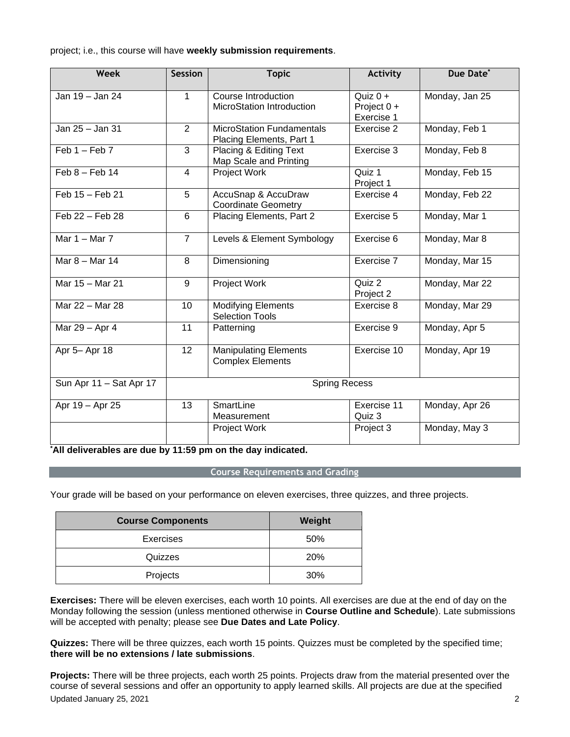project; i.e., this course will have **weekly submission requirements**.

| Week | Session | Topic | Activity | Due Date* |
|---|---|---|---|---|
| Jan 19 – Jan 24 | 1 | Course Introduction<br>MicroStation Introduction | Quiz 0 +<br>Project 0 +<br>Exercise 1 | Monday, Jan 25 |
| Jan 25 – Jan 31 | 2 | MicroStation Fundamentals<br>Placing Elements, Part 1 | Exercise 2 | Monday, Feb 1 |
| Feb 1 – Feb 7 | 3 | Placing & Editing Text<br>Map Scale and Printing | Exercise 3 | Monday, Feb 8 |
| Feb 8 – Feb 14 | 4 | Project Work | Quiz 1<br>Project 1 | Monday, Feb 15 |
| Feb 15 – Feb 21 | 5 | AccuSnap & AccuDraw<br>Coordinate Geometry | Exercise 4 | Monday, Feb 22 |
| Feb 22 – Feb 28 | 6 | Placing Elements, Part 2 | Exercise 5 | Monday, Mar 1 |
| Mar 1 – Mar 7 | 7 | Levels & Element Symbology | Exercise 6 | Monday, Mar 8 |
| Mar 8 – Mar 14 | 8 | Dimensioning | Exercise 7 | Monday, Mar 15 |
| Mar 15 – Mar 21 | 9 | Project Work | Quiz 2<br>Project 2 | Monday, Mar 22 |
| Mar 22 – Mar 28 | 10 | Modifying Elements<br>Selection Tools | Exercise 8 | Monday, Mar 29 |
| Mar 29 – Apr 4 | 11 | Patterning | Exercise 9 | Monday, Apr 5 |
| Apr 5– Apr 18 | 12 | Manipulating Elements<br>Complex Elements | Exercise 10 | Monday, Apr 19 |
| Sun Apr 11 – Sat Apr 17 | Spring Recess | | | |
| Apr 19 – Apr 25 | 13 | SmartLine<br>Measurement | Exercise 11<br>Quiz 3 | Monday, Apr 26 |
| | | Project Work | Project 3 | Monday, May 3 |

***All deliverables are due by 11:59 pm on the day indicated.**

## Course Requirements and Grading

Your grade will be based on your performance on eleven exercises, three quizzes, and three projects.

| Course Components | Weight |
|---|---|
| Exercises | 50% |
| Quizzes | 20% |
| Projects | 30% |

**Exercises:** There will be eleven exercises, each worth 10 points. All exercises are due at the end of day on the Monday following the session (unless mentioned otherwise in **Course Outline and Schedule**). Late submissions will be accepted with penalty; please see **Due Dates and Late Policy**.

**Quizzes:** There will be three quizzes, each worth 15 points. Quizzes must be completed by the specified time; **there will be no extensions / late submissions**.

**Projects:** There will be three projects, each worth 25 points. Projects draw from the material presented over the course of several sessions and offer an opportunity to apply learned skills. All projects are due at the specified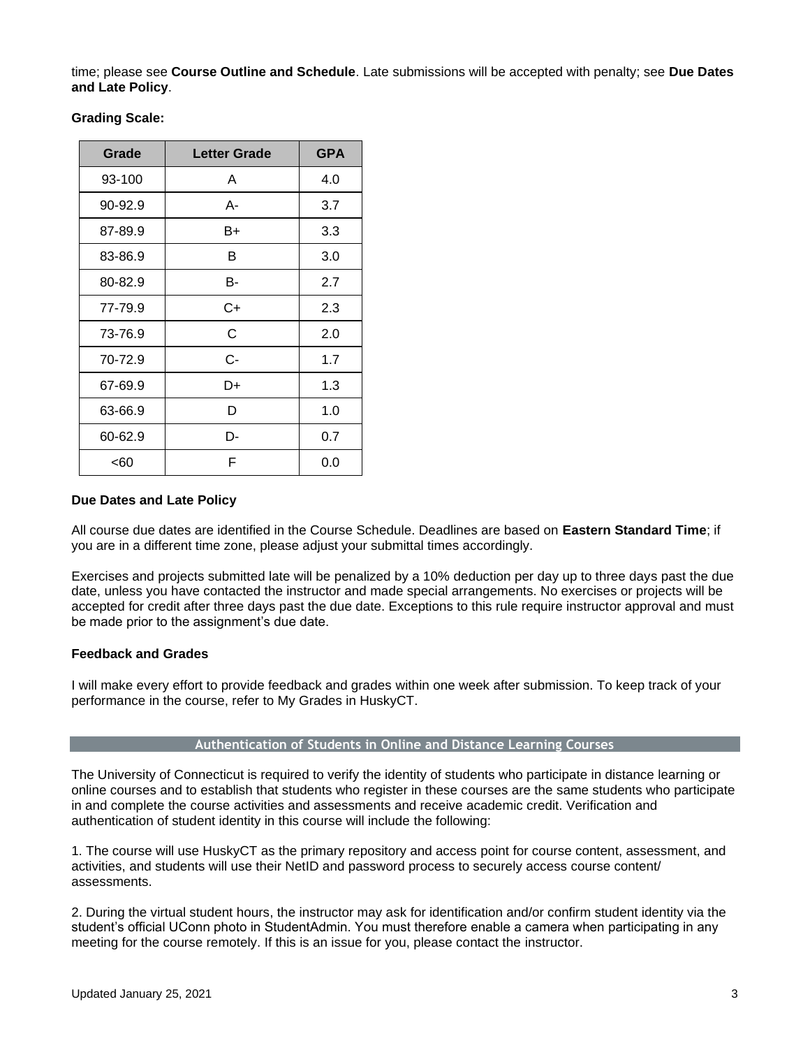time; please see **Course Outline and Schedule**. Late submissions will be accepted with penalty; see **Due Dates and Late Policy**.

**Grading Scale:**

| Grade | Letter Grade | GPA |
|---|---|---|
| 93-100 | A | 4.0 |
| 90-92.9 | A- | 3.7 |
| 87-89.9 | B+ | 3.3 |
| 83-86.9 | B | 3.0 |
| 80-82.9 | B- | 2.7 |
| 77-79.9 | C+ | 2.3 |
| 73-76.9 | C | 2.0 |
| 70-72.9 | C- | 1.7 |
| 67-69.9 | D+ | 1.3 |
| 63-66.9 | D | 1.0 |
| 60-62.9 | D- | 0.7 |
| <60 | F | 0.0 |

### Due Dates and Late Policy

All course due dates are identified in the Course Schedule. Deadlines are based on **Eastern Standard Time**; if you are in a different time zone, please adjust your submittal times accordingly.

Exercises and projects submitted late will be penalized by a 10% deduction per day up to three days past the due date, unless you have contacted the instructor and made special arrangements. No exercises or projects will be accepted for credit after three days past the due date. Exceptions to this rule require instructor approval and must be made prior to the assignment's due date.

### Feedback and Grades

I will make every effort to provide feedback and grades within one week after submission. To keep track of your performance in the course, refer to My Grades in HuskyCT.

## Authentication of Students in Online and Distance Learning Courses

The University of Connecticut is required to verify the identity of students who participate in distance learning or online courses and to establish that students who register in these courses are the same students who participate in and complete the course activities and assessments and receive academic credit. Verification and authentication of student identity in this course will include the following:

1. The course will use HuskyCT as the primary repository and access point for course content, assessment, and activities, and students will use their NetID and password process to securely access course content/ assessments.

2. During the virtual student hours, the instructor may ask for identification and/or confirm student identity via the student's official UConn photo in StudentAdmin. You must therefore enable a camera when participating in any meeting for the course remotely. If this is an issue for you, please contact the instructor.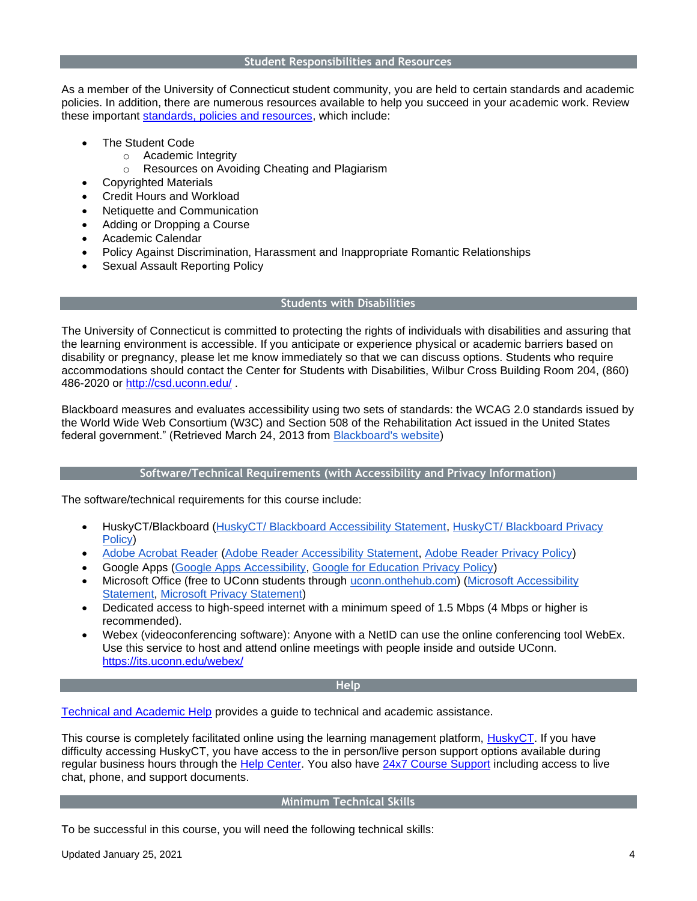## Student Responsibilities and Resources

As a member of the University of Connecticut student community, you are held to certain standards and academic policies. In addition, there are numerous resources available to help you succeed in your academic work. Review these important [standards, policies and resources](), which include:

- The Student Code
  - Academic Integrity
  - Resources on Avoiding Cheating and Plagiarism
- Copyrighted Materials
- Credit Hours and Workload
- Netiquette and Communication
- Adding or Dropping a Course
- Academic Calendar
- Policy Against Discrimination, Harassment and Inappropriate Romantic Relationships
- Sexual Assault Reporting Policy

## Students with Disabilities

The University of Connecticut is committed to protecting the rights of individuals with disabilities and assuring that the learning environment is accessible. If you anticipate or experience physical or academic barriers based on disability or pregnancy, please let me know immediately so that we can discuss options. Students who require accommodations should contact the Center for Students with Disabilities, Wilbur Cross Building Room 204, (860) 486-2020 or [http://csd.uconn.edu/](http://csd.uconn.edu/) .

Blackboard measures and evaluates accessibility using two sets of standards: the WCAG 2.0 standards issued by the World Wide Web Consortium (W3C) and Section 508 of the Rehabilitation Act issued in the United States federal government." (Retrieved March 24, 2013 from [Blackboard's website]())

## Software/Technical Requirements (with Accessibility and Privacy Information)

The software/technical requirements for this course include:

- HuskyCT/Blackboard ([HuskyCT/ Blackboard Accessibility Statement](), [HuskyCT/ Blackboard Privacy Policy]())
- [Adobe Acrobat Reader]() ([Adobe Reader Accessibility Statement](), [Adobe Reader Privacy Policy]())
- Google Apps ([Google Apps Accessibility](), [Google for Education Privacy Policy]())
- Microsoft Office (free to UConn students through [uconn.onthehub.com]()) ([Microsoft Accessibility Statement](), [Microsoft Privacy Statement]())
- Dedicated access to high-speed internet with a minimum speed of 1.5 Mbps (4 Mbps or higher is recommended).
- Webex (videoconferencing software): Anyone with a NetID can use the online conferencing tool WebEx. Use this service to host and attend online meetings with people inside and outside UConn. [https://its.uconn.edu/webex/](https://its.uconn.edu/webex/)

## Help

[Technical and Academic Help]() provides a guide to technical and academic assistance.

This course is completely facilitated online using the learning management platform, [HuskyCT](). If you have difficulty accessing HuskyCT, you have access to the in person/live person support options available during regular business hours through the [Help Center](). You also have [24x7 Course Support]() including access to live chat, phone, and support documents.

## Minimum Technical Skills

To be successful in this course, you will need the following technical skills:

Updated January 25, 2021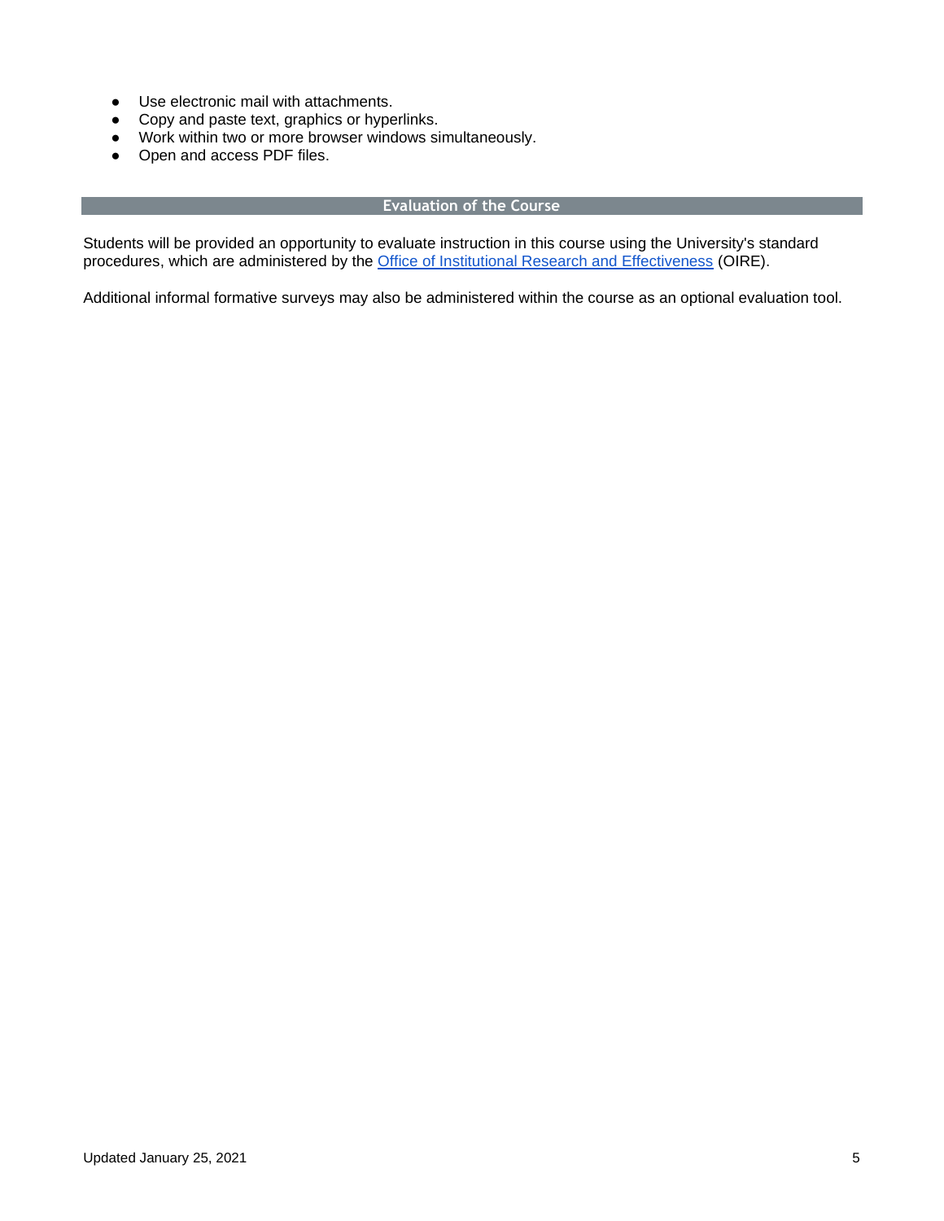- Use electronic mail with attachments.
- Copy and paste text, graphics or hyperlinks.
- Work within two or more browser windows simultaneously.
- Open and access PDF files.

## Evaluation of the Course

Students will be provided an opportunity to evaluate instruction in this course using the University's standard procedures, which are administered by the Office of Institutional Research and Effectiveness (OIRE).

Additional informal formative surveys may also be administered within the course as an optional evaluation tool.

Updated January 25, 2021